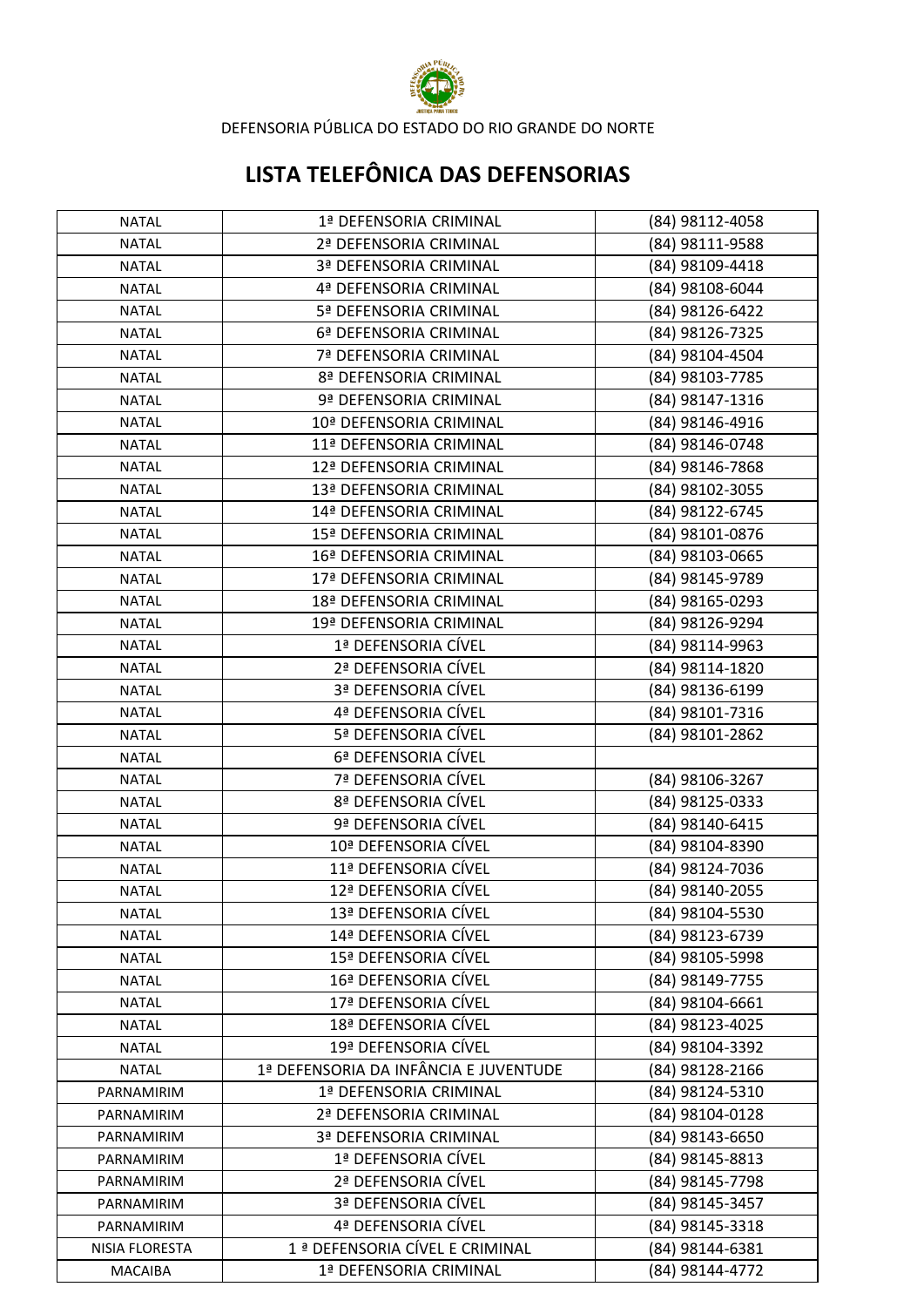DEFENSORIA PÚBLICA DO ESTADO DO RIO GRANDE DO NORTE

# LISTA TELEFÔNICA DAS DEFENSORIAS

| | | |
|---|---|---|
| NATAL | 1ª DEFENSORIA CRIMINAL | (84) 98112-4058 |
| NATAL | 2ª DEFENSORIA CRIMINAL | (84) 98111-9588 |
| NATAL | 3ª DEFENSORIA CRIMINAL | (84) 98109-4418 |
| NATAL | 4ª DEFENSORIA CRIMINAL | (84) 98108-6044 |
| NATAL | 5ª DEFENSORIA CRIMINAL | (84) 98126-6422 |
| NATAL | 6ª DEFENSORIA CRIMINAL | (84) 98126-7325 |
| NATAL | 7ª DEFENSORIA CRIMINAL | (84) 98104-4504 |
| NATAL | 8ª DEFENSORIA CRIMINAL | (84) 98103-7785 |
| NATAL | 9ª DEFENSORIA CRIMINAL | (84) 98147-1316 |
| NATAL | 10ª DEFENSORIA CRIMINAL | (84) 98146-4916 |
| NATAL | 11ª DEFENSORIA CRIMINAL | (84) 98146-0748 |
| NATAL | 12ª DEFENSORIA CRIMINAL | (84) 98146-7868 |
| NATAL | 13ª DEFENSORIA CRIMINAL | (84) 98102-3055 |
| NATAL | 14ª DEFENSORIA CRIMINAL | (84) 98122-6745 |
| NATAL | 15ª DEFENSORIA CRIMINAL | (84) 98101-0876 |
| NATAL | 16ª DEFENSORIA CRIMINAL | (84) 98103-0665 |
| NATAL | 17ª DEFENSORIA CRIMINAL | (84) 98145-9789 |
| NATAL | 18ª DEFENSORIA CRIMINAL | (84) 98165-0293 |
| NATAL | 19ª DEFENSORIA CRIMINAL | (84) 98126-9294 |
| NATAL | 1ª DEFENSORIA CÍVEL | (84) 98114-9963 |
| NATAL | 2ª DEFENSORIA CÍVEL | (84) 98114-1820 |
| NATAL | 3ª DEFENSORIA CÍVEL | (84) 98136-6199 |
| NATAL | 4ª DEFENSORIA CÍVEL | (84) 98101-7316 |
| NATAL | 5ª DEFENSORIA CÍVEL | (84) 98101-2862 |
| NATAL | 6ª DEFENSORIA CÍVEL | |
| NATAL | 7ª DEFENSORIA CÍVEL | (84) 98106-3267 |
| NATAL | 8ª DEFENSORIA CÍVEL | (84) 98125-0333 |
| NATAL | 9ª DEFENSORIA CÍVEL | (84) 98140-6415 |
| NATAL | 10ª DEFENSORIA CÍVEL | (84) 98104-8390 |
| NATAL | 11ª DEFENSORIA CÍVEL | (84) 98124-7036 |
| NATAL | 12ª DEFENSORIA CÍVEL | (84) 98140-2055 |
| NATAL | 13ª DEFENSORIA CÍVEL | (84) 98104-5530 |
| NATAL | 14ª DEFENSORIA CÍVEL | (84) 98123-6739 |
| NATAL | 15ª DEFENSORIA CÍVEL | (84) 98105-5998 |
| NATAL | 16ª DEFENSORIA CÍVEL | (84) 98149-7755 |
| NATAL | 17ª DEFENSORIA CÍVEL | (84) 98104-6661 |
| NATAL | 18ª DEFENSORIA CÍVEL | (84) 98123-4025 |
| NATAL | 19ª DEFENSORIA CÍVEL | (84) 98104-3392 |
| NATAL | 1ª DEFENSORIA DA INFÂNCIA E JUVENTUDE | (84) 98128-2166 |
| PARNAMIRIM | 1ª DEFENSORIA CRIMINAL | (84) 98124-5310 |
| PARNAMIRIM | 2ª DEFENSORIA CRIMINAL | (84) 98104-0128 |
| PARNAMIRIM | 3ª DEFENSORIA CRIMINAL | (84) 98143-6650 |
| PARNAMIRIM | 1ª DEFENSORIA CÍVEL | (84) 98145-8813 |
| PARNAMIRIM | 2ª DEFENSORIA CÍVEL | (84) 98145-7798 |
| PARNAMIRIM | 3ª DEFENSORIA CÍVEL | (84) 98145-3457 |
| PARNAMIRIM | 4ª DEFENSORIA CÍVEL | (84) 98145-3318 |
| NISIA FLORESTA | 1 ª DEFENSORIA CÍVEL E CRIMINAL | (84) 98144-6381 |
| MACAIBA | 1ª DEFENSORIA CRIMINAL | (84) 98144-4772 |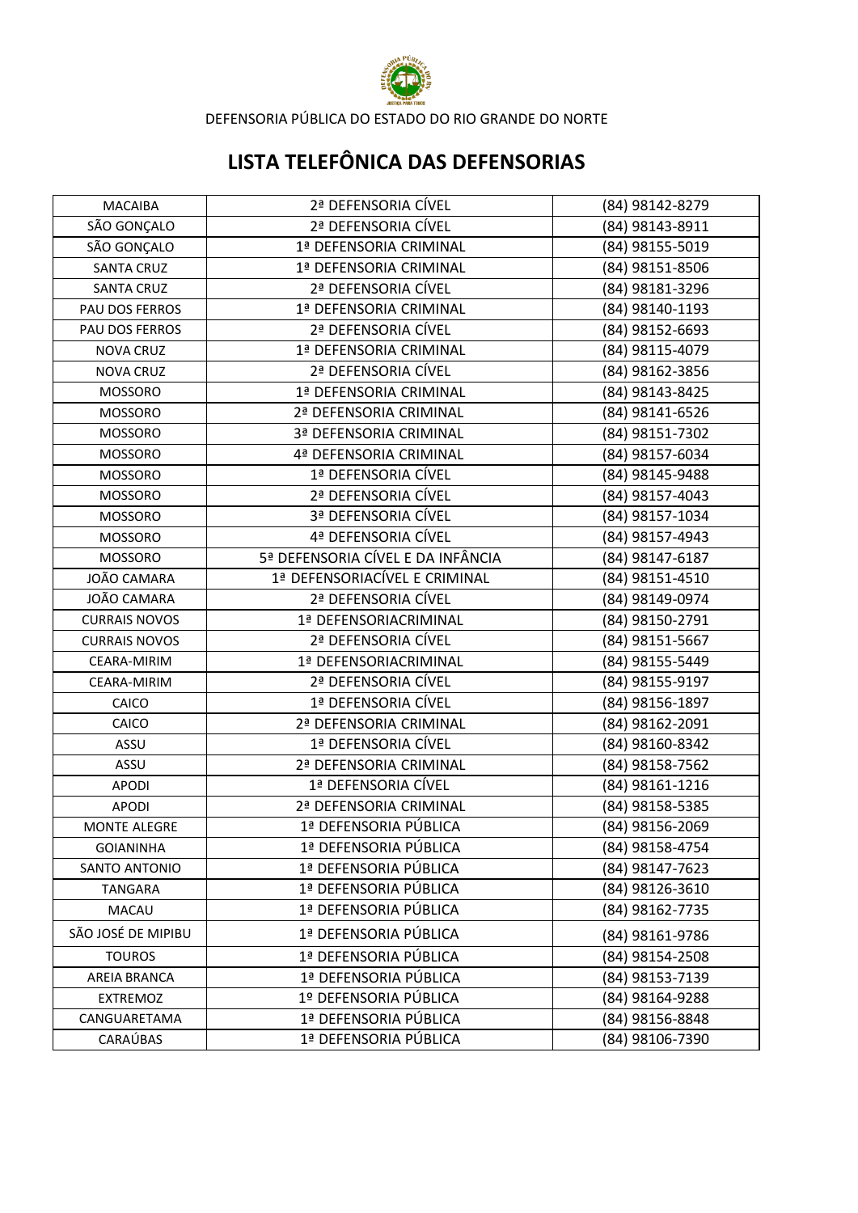DEFENSORIA PÚBLICA DO ESTADO DO RIO GRANDE DO NORTE

# LISTA TELEFÔNICA DAS DEFENSORIAS

| | | |
|---|---|---|
| MACAIBA | 2ª DEFENSORIA CÍVEL | (84) 98142-8279 |
| SÃO GONÇALO | 2ª DEFENSORIA CÍVEL | (84) 98143-8911 |
| SÃO GONÇALO | 1ª DEFENSORIA CRIMINAL | (84) 98155-5019 |
| SANTA CRUZ | 1ª DEFENSORIA CRIMINAL | (84) 98151-8506 |
| SANTA CRUZ | 2ª DEFENSORIA CÍVEL | (84) 98181-3296 |
| PAU DOS FERROS | 1ª DEFENSORIA CRIMINAL | (84) 98140-1193 |
| PAU DOS FERROS | 2ª DEFENSORIA CÍVEL | (84) 98152-6693 |
| NOVA CRUZ | 1ª DEFENSORIA CRIMINAL | (84) 98115-4079 |
| NOVA CRUZ | 2ª DEFENSORIA CÍVEL | (84) 98162-3856 |
| MOSSORO | 1ª DEFENSORIA CRIMINAL | (84) 98143-8425 |
| MOSSORO | 2ª DEFENSORIA CRIMINAL | (84) 98141-6526 |
| MOSSORO | 3ª DEFENSORIA CRIMINAL | (84) 98151-7302 |
| MOSSORO | 4ª DEFENSORIA CRIMINAL | (84) 98157-6034 |
| MOSSORO | 1ª DEFENSORIA CÍVEL | (84) 98145-9488 |
| MOSSORO | 2ª DEFENSORIA CÍVEL | (84) 98157-4043 |
| MOSSORO | 3ª DEFENSORIA CÍVEL | (84) 98157-1034 |
| MOSSORO | 4ª DEFENSORIA CÍVEL | (84) 98157-4943 |
| MOSSORO | 5ª DEFENSORIA CÍVEL E DA INFÂNCIA | (84) 98147-6187 |
| JOÃO CAMARA | 1ª DEFENSORIACÍVEL E CRIMINAL | (84) 98151-4510 |
| JOÃO CAMARA | 2ª DEFENSORIA CÍVEL | (84) 98149-0974 |
| CURRAIS NOVOS | 1ª DEFENSORIACRIMINAL | (84) 98150-2791 |
| CURRAIS NOVOS | 2ª DEFENSORIA CÍVEL | (84) 98151-5667 |
| CEARA-MIRIM | 1ª DEFENSORIACRIMINAL | (84) 98155-5449 |
| CEARA-MIRIM | 2ª DEFENSORIA CÍVEL | (84) 98155-9197 |
| CAICO | 1ª DEFENSORIA CÍVEL | (84) 98156-1897 |
| CAICO | 2ª DEFENSORIA CRIMINAL | (84) 98162-2091 |
| ASSU | 1ª DEFENSORIA CÍVEL | (84) 98160-8342 |
| ASSU | 2ª DEFENSORIA CRIMINAL | (84) 98158-7562 |
| APODI | 1ª DEFENSORIA CÍVEL | (84) 98161-1216 |
| APODI | 2ª DEFENSORIA CRIMINAL | (84) 98158-5385 |
| MONTE ALEGRE | 1ª DEFENSORIA PÚBLICA | (84) 98156-2069 |
| GOIANINHA | 1ª DEFENSORIA PÚBLICA | (84) 98158-4754 |
| SANTO ANTONIO | 1ª DEFENSORIA PÚBLICA | (84) 98147-7623 |
| TANGARA | 1ª DEFENSORIA PÚBLICA | (84) 98126-3610 |
| MACAU | 1ª DEFENSORIA PÚBLICA | (84) 98162-7735 |
| SÃO JOSÉ DE MIPIBU | 1ª DEFENSORIA PÚBLICA | (84) 98161-9786 |
| TOUROS | 1ª DEFENSORIA PÚBLICA | (84) 98154-2508 |
| AREIA BRANCA | 1ª DEFENSORIA PÚBLICA | (84) 98153-7139 |
| EXTREMOZ | 1º DEFENSORIA PÚBLICA | (84) 98164-9288 |
| CANGUARETAMA | 1ª DEFENSORIA PÚBLICA | (84) 98156-8848 |
| CARAÚBAS | 1ª DEFENSORIA PÚBLICA | (84) 98106-7390 |